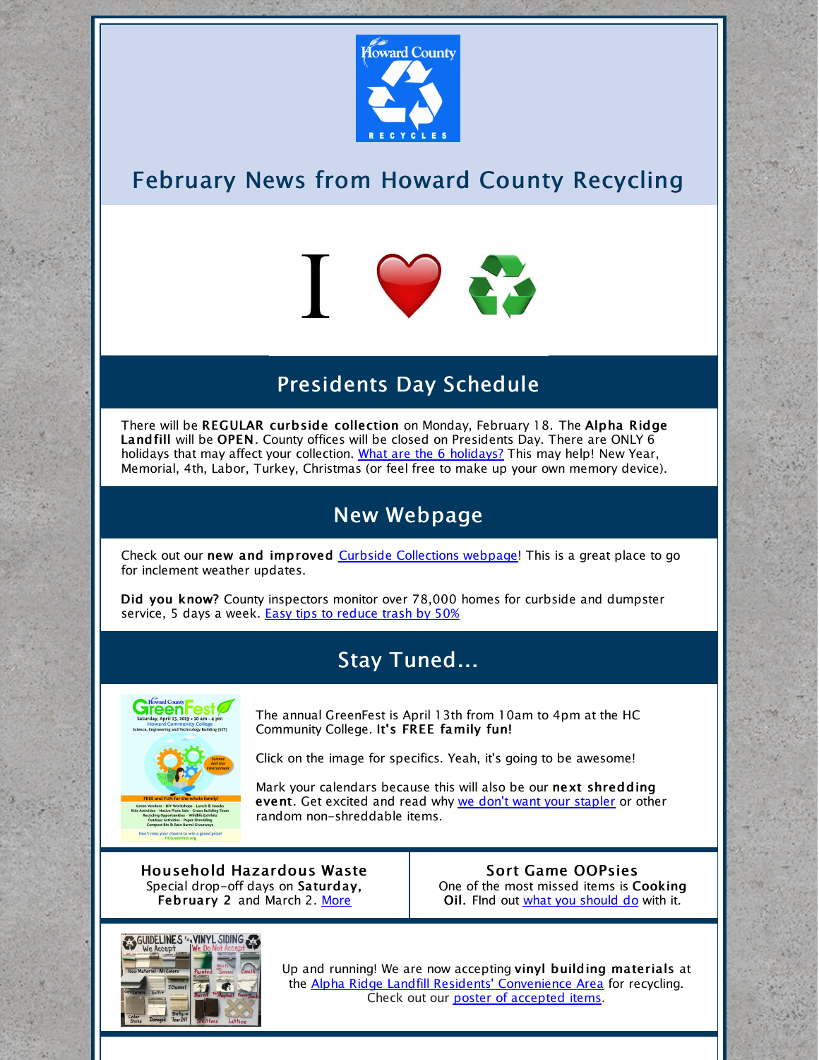# February News from Howard County Recycling

I ❤️ ♻️

## Presidents Day Schedule

There will be **REGULAR curbside collection** on Monday, February 18. The **Alpha Ridge Landfill** will be **OPEN**. County offices will be closed on Presidents Day. There are ONLY 6 holidays that may affect your collection. What are the 6 holidays? This may help! New Year, Memorial, 4th, Labor, Turkey, Christmas (or feel free to make up your own memory device).

## New Webpage

Check out our **new and improved** Curbside Collections webpage! This is a great place to go for inclement weather updates.

**Did you know?** County inspectors monitor over 78,000 homes for curbside and dumpster service, 5 days a week. Easy tips to reduce trash by 50%

## Stay Tuned...

The annual GreenFest is April 13th from 10am to 4pm at the HC Community College. **It's FREE family fun!**

Click on the image for specifics. Yeah, it's going to be awesome!

Mark your calendars because this will also be our **next shredding event**. Get excited and read why we don't want your stapler or other random non-shreddable items.

### Household Hazardous Waste

Special drop-off days on **Saturday, February 2** and March 2. More

### Sort Game OOPsies

One of the most missed items is **Cooking Oil.** FInd out what you should do with it.

Up and running! We are now accepting **vinyl building materials** at the Alpha Ridge Landfill Residents' Convenience Area for recycling. Check out our poster of accepted items.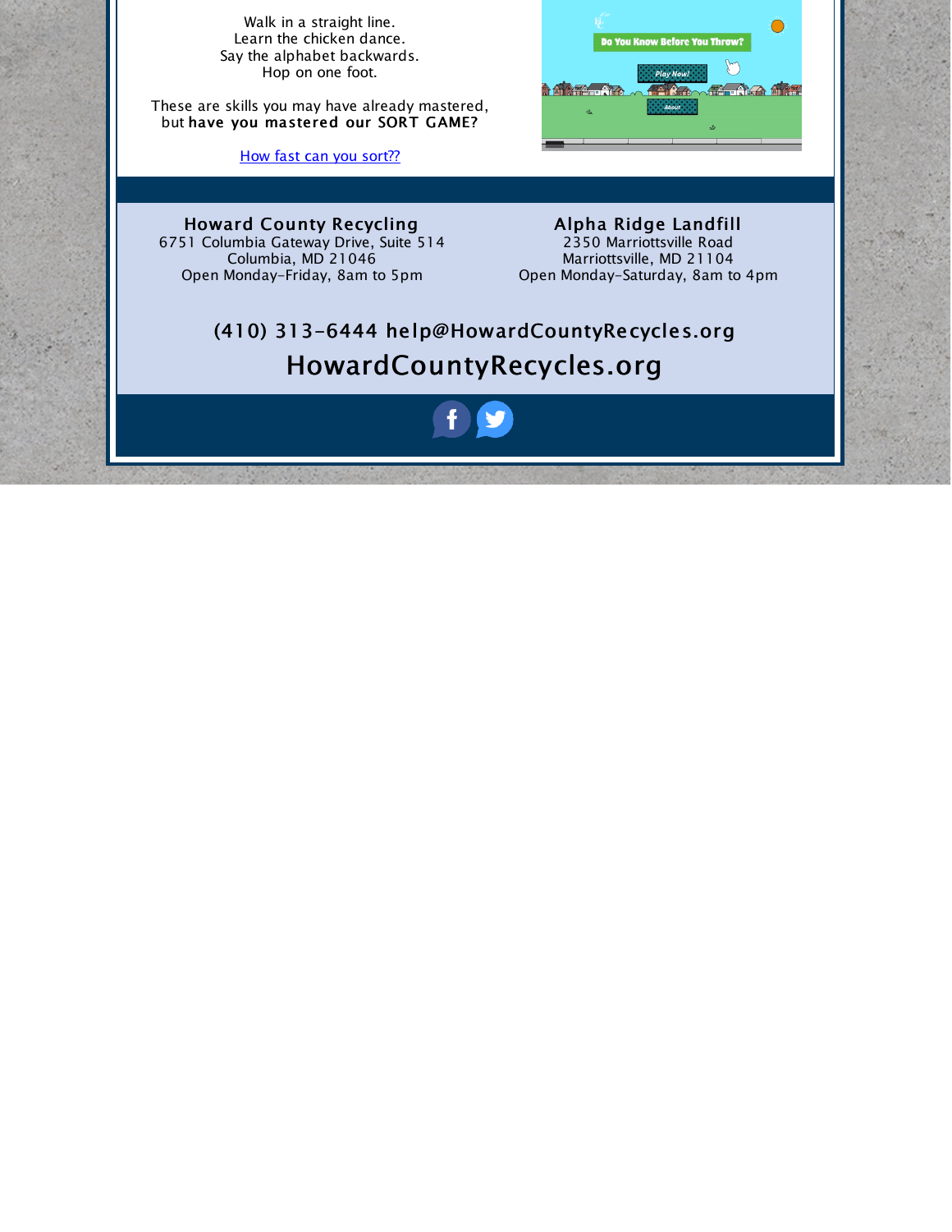Walk in a straight line.
Learn the chicken dance.
Say the alphabet backwards.
Hop on one foot.

These are skills you may have already mastered, but **have you mastered our SORT GAME?**

How fast can you sort??

**Howard County Recycling**
6751 Columbia Gateway Drive, Suite 514
Columbia, MD 21046
Open Monday-Friday, 8am to 5pm

**Alpha Ridge Landfill**
2350 Marriottsville Road
Marriottsville, MD 21104
Open Monday-Saturday, 8am to 4pm

(410) 313-6444 help@HowardCountyRecycles.org

HowardCountyRecycles.org